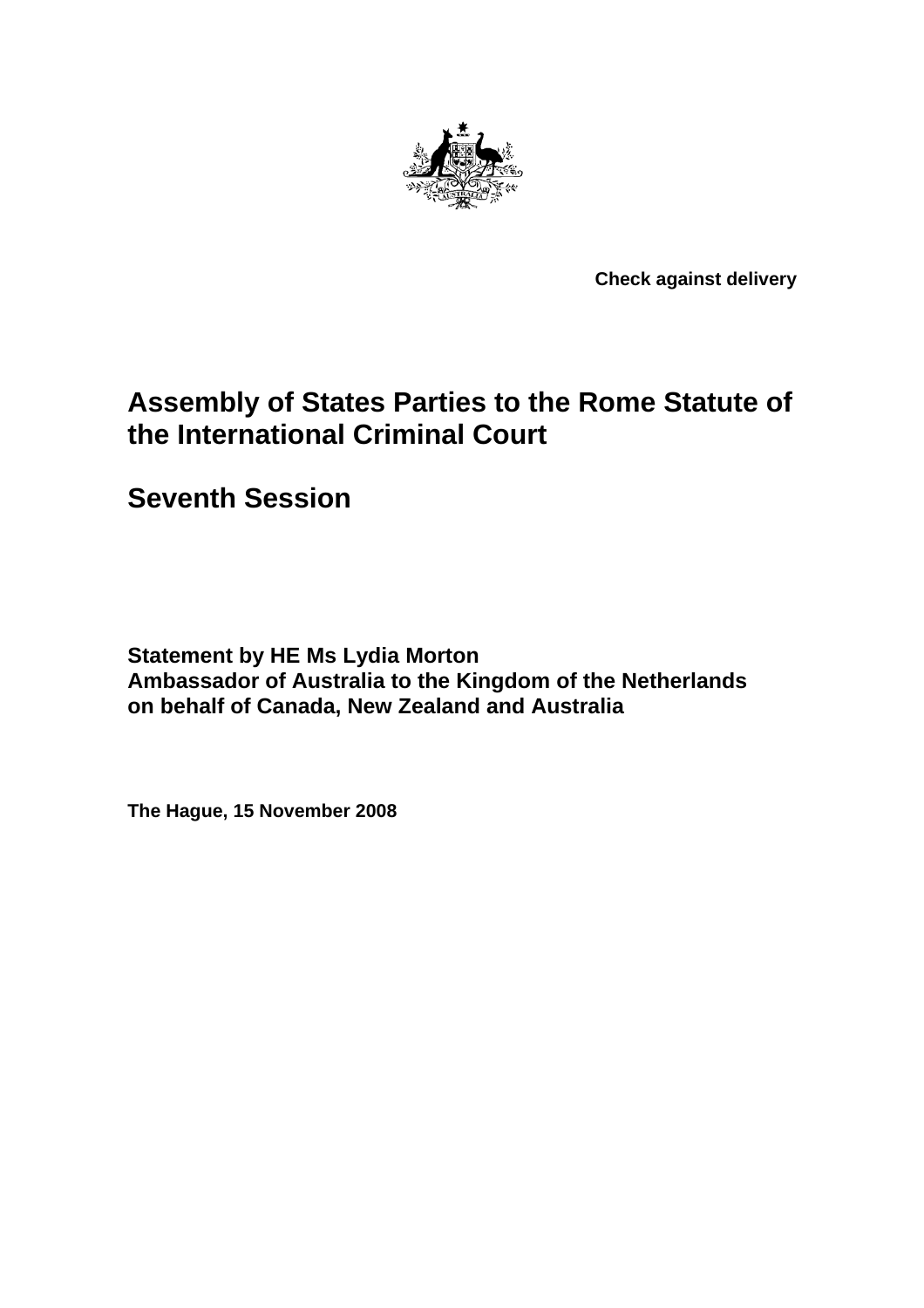**Check against delivery**

# Assembly of States Parties to the Rome Statute of the International Criminal Court

## Seventh Session

**Statement by HE Ms Lydia Morton**
**Ambassador of Australia to the Kingdom of the Netherlands**
**on behalf of Canada, New Zealand and Australia**

**The Hague, 15 November 2008**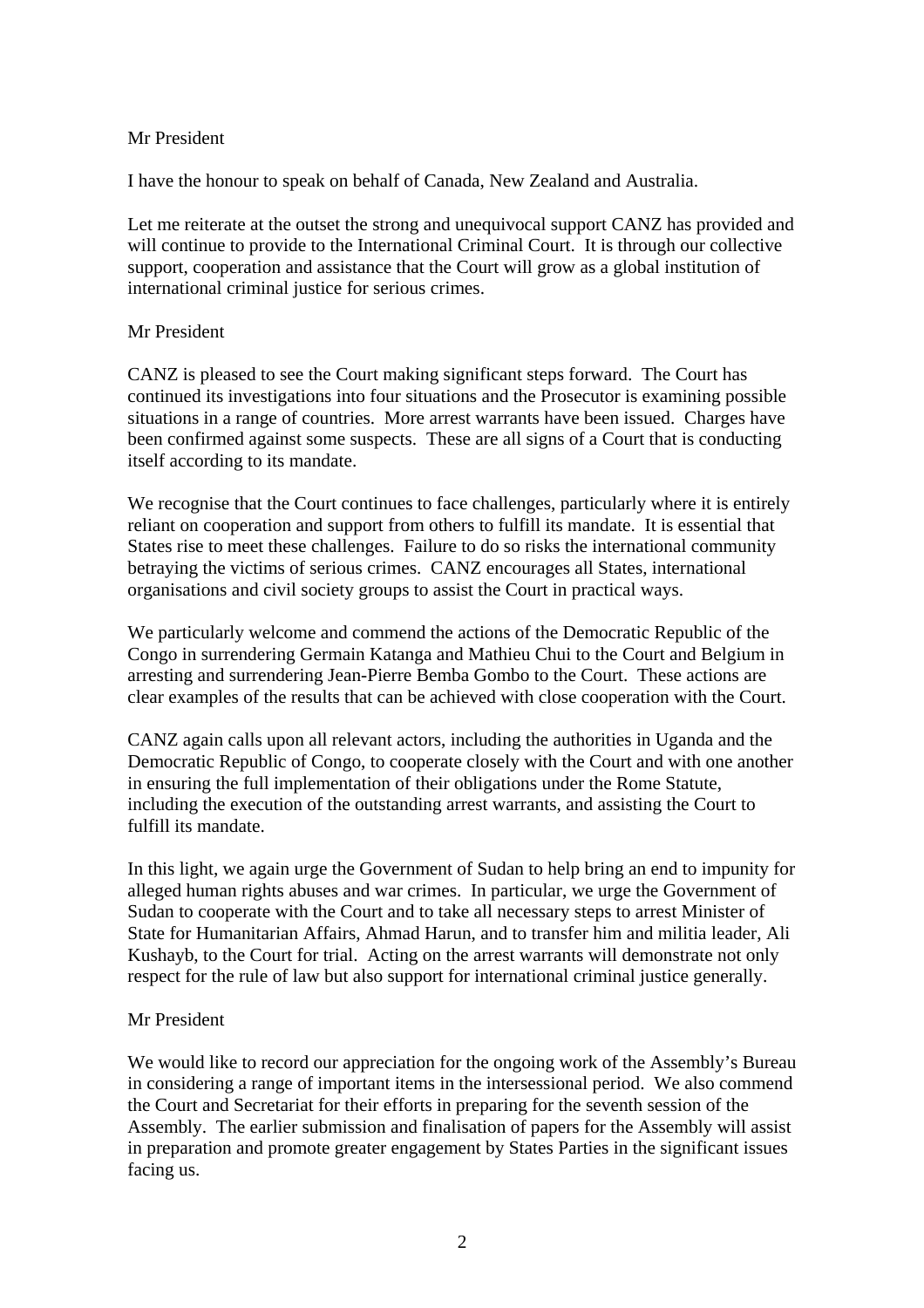Mr President

I have the honour to speak on behalf of Canada, New Zealand and Australia.

Let me reiterate at the outset the strong and unequivocal support CANZ has provided and will continue to provide to the International Criminal Court. It is through our collective support, cooperation and assistance that the Court will grow as a global institution of international criminal justice for serious crimes.

Mr President

CANZ is pleased to see the Court making significant steps forward. The Court has continued its investigations into four situations and the Prosecutor is examining possible situations in a range of countries. More arrest warrants have been issued. Charges have been confirmed against some suspects. These are all signs of a Court that is conducting itself according to its mandate.

We recognise that the Court continues to face challenges, particularly where it is entirely reliant on cooperation and support from others to fulfill its mandate. It is essential that States rise to meet these challenges. Failure to do so risks the international community betraying the victims of serious crimes. CANZ encourages all States, international organisations and civil society groups to assist the Court in practical ways.

We particularly welcome and commend the actions of the Democratic Republic of the Congo in surrendering Germain Katanga and Mathieu Chui to the Court and Belgium in arresting and surrendering Jean-Pierre Bemba Gombo to the Court. These actions are clear examples of the results that can be achieved with close cooperation with the Court.

CANZ again calls upon all relevant actors, including the authorities in Uganda and the Democratic Republic of Congo, to cooperate closely with the Court and with one another in ensuring the full implementation of their obligations under the Rome Statute, including the execution of the outstanding arrest warrants, and assisting the Court to fulfill its mandate.

In this light, we again urge the Government of Sudan to help bring an end to impunity for alleged human rights abuses and war crimes. In particular, we urge the Government of Sudan to cooperate with the Court and to take all necessary steps to arrest Minister of State for Humanitarian Affairs, Ahmad Harun, and to transfer him and militia leader, Ali Kushayb, to the Court for trial. Acting on the arrest warrants will demonstrate not only respect for the rule of law but also support for international criminal justice generally.

Mr President

We would like to record our appreciation for the ongoing work of the Assembly's Bureau in considering a range of important items in the intersessional period. We also commend the Court and Secretariat for their efforts in preparing for the seventh session of the Assembly. The earlier submission and finalisation of papers for the Assembly will assist in preparation and promote greater engagement by States Parties in the significant issues facing us.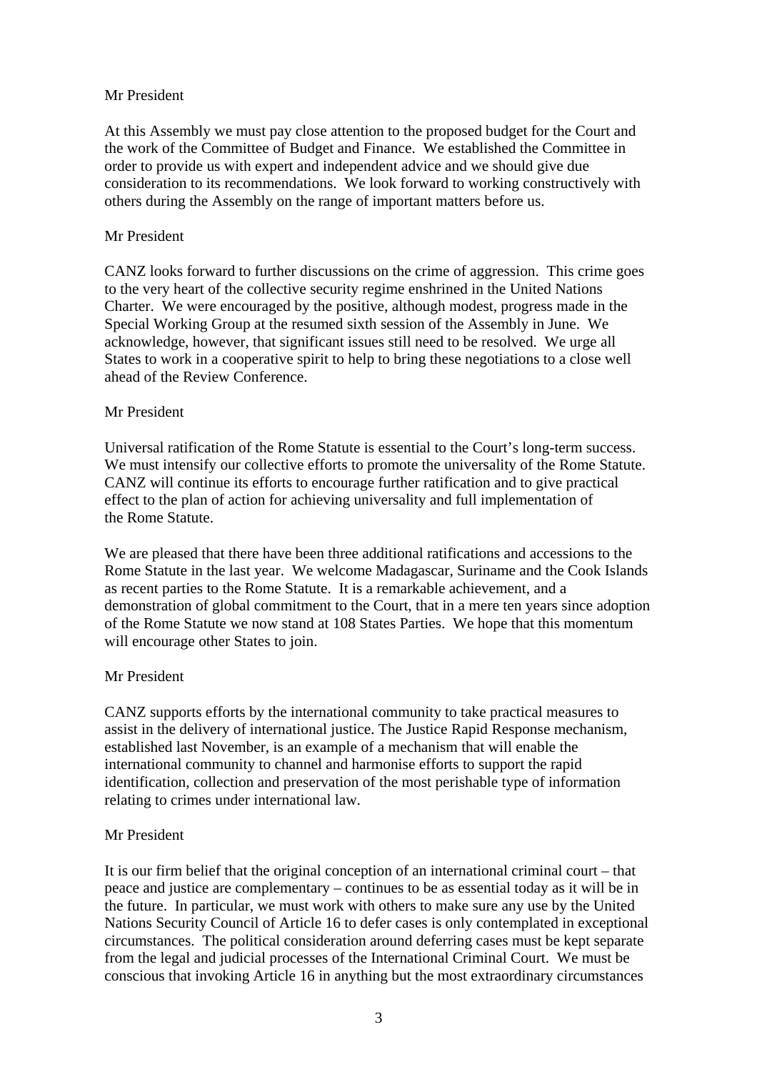Mr President

At this Assembly we must pay close attention to the proposed budget for the Court and the work of the Committee of Budget and Finance. We established the Committee in order to provide us with expert and independent advice and we should give due consideration to its recommendations. We look forward to working constructively with others during the Assembly on the range of important matters before us.

Mr President

CANZ looks forward to further discussions on the crime of aggression. This crime goes to the very heart of the collective security regime enshrined in the United Nations Charter. We were encouraged by the positive, although modest, progress made in the Special Working Group at the resumed sixth session of the Assembly in June. We acknowledge, however, that significant issues still need to be resolved. We urge all States to work in a cooperative spirit to help to bring these negotiations to a close well ahead of the Review Conference.

Mr President

Universal ratification of the Rome Statute is essential to the Court's long-term success. We must intensify our collective efforts to promote the universality of the Rome Statute. CANZ will continue its efforts to encourage further ratification and to give practical effect to the plan of action for achieving universality and full implementation of the Rome Statute.

We are pleased that there have been three additional ratifications and accessions to the Rome Statute in the last year. We welcome Madagascar, Suriname and the Cook Islands as recent parties to the Rome Statute. It is a remarkable achievement, and a demonstration of global commitment to the Court, that in a mere ten years since adoption of the Rome Statute we now stand at 108 States Parties. We hope that this momentum will encourage other States to join.

Mr President

CANZ supports efforts by the international community to take practical measures to assist in the delivery of international justice. The Justice Rapid Response mechanism, established last November, is an example of a mechanism that will enable the international community to channel and harmonise efforts to support the rapid identification, collection and preservation of the most perishable type of information relating to crimes under international law.

Mr President

It is our firm belief that the original conception of an international criminal court – that peace and justice are complementary – continues to be as essential today as it will be in the future. In particular, we must work with others to make sure any use by the United Nations Security Council of Article 16 to defer cases is only contemplated in exceptional circumstances. The political consideration around deferring cases must be kept separate from the legal and judicial processes of the International Criminal Court. We must be conscious that invoking Article 16 in anything but the most extraordinary circumstances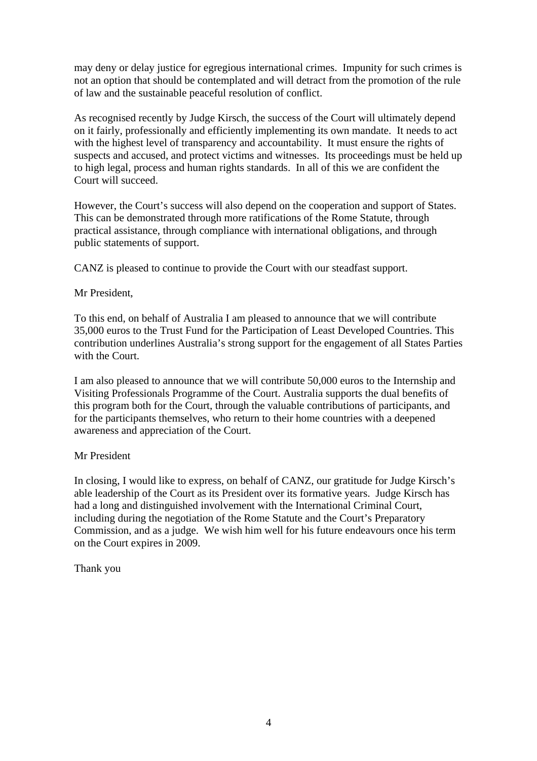may deny or delay justice for egregious international crimes. Impunity for such crimes is not an option that should be contemplated and will detract from the promotion of the rule of law and the sustainable peaceful resolution of conflict.

As recognised recently by Judge Kirsch, the success of the Court will ultimately depend on it fairly, professionally and efficiently implementing its own mandate. It needs to act with the highest level of transparency and accountability. It must ensure the rights of suspects and accused, and protect victims and witnesses. Its proceedings must be held up to high legal, process and human rights standards. In all of this we are confident the Court will succeed.

However, the Court's success will also depend on the cooperation and support of States. This can be demonstrated through more ratifications of the Rome Statute, through practical assistance, through compliance with international obligations, and through public statements of support.

CANZ is pleased to continue to provide the Court with our steadfast support.

Mr President,

To this end, on behalf of Australia I am pleased to announce that we will contribute 35,000 euros to the Trust Fund for the Participation of Least Developed Countries. This contribution underlines Australia's strong support for the engagement of all States Parties with the Court.

I am also pleased to announce that we will contribute 50,000 euros to the Internship and Visiting Professionals Programme of the Court. Australia supports the dual benefits of this program both for the Court, through the valuable contributions of participants, and for the participants themselves, who return to their home countries with a deepened awareness and appreciation of the Court.

Mr President

In closing, I would like to express, on behalf of CANZ, our gratitude for Judge Kirsch's able leadership of the Court as its President over its formative years. Judge Kirsch has had a long and distinguished involvement with the International Criminal Court, including during the negotiation of the Rome Statute and the Court's Preparatory Commission, and as a judge. We wish him well for his future endeavours once his term on the Court expires in 2009.

Thank you